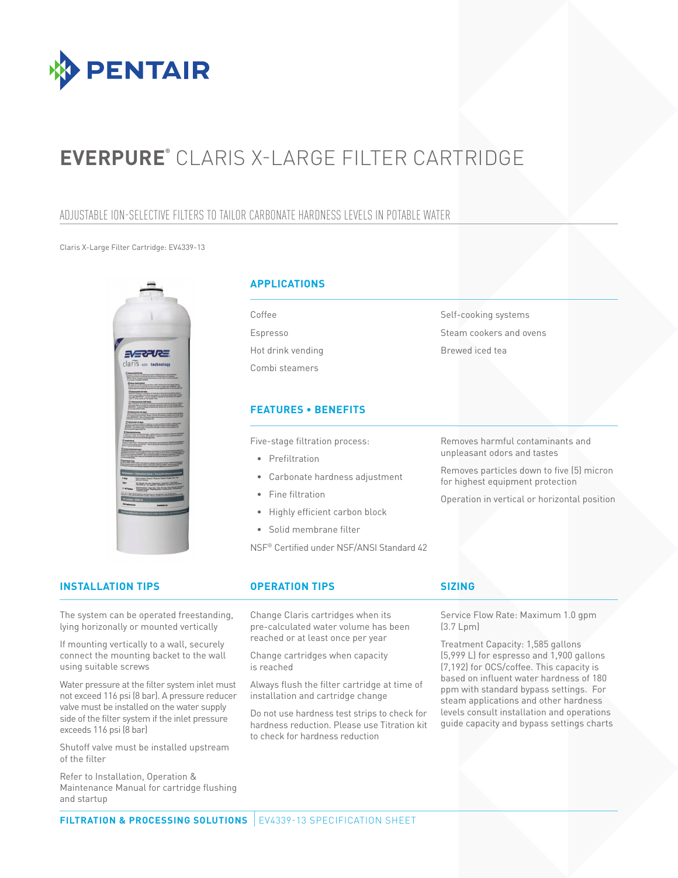PENTAIR

# EVERPURE® CLARIS X-LARGE FILTER CARTRIDGE

## ADJUSTABLE ION-SELECTIVE FILTERS TO TAILOR CARBONATE HARDNESS LEVELS IN POTABLE WATER

Claris X-Large Filter Cartridge: EV4339-13

### APPLICATIONS

Coffee

Espresso

Hot drink vending

Combi steamers

Self-cooking systems

Steam cookers and ovens

Brewed iced tea

### FEATURES • BENEFITS

Five-stage filtration process:

- Prefiltration
- Carbonate hardness adjustment
- Fine filtration
- Highly efficient carbon block
- Solid membrane filter

NSF® Certified under NSF/ANSI Standard 42

Removes harmful contaminants and unpleasant odors and tastes

Removes particles down to five (5) micron for highest equipment protection

Operation in vertical or horizontal position

### INSTALLATION TIPS

The system can be operated freestanding, lying horizontally or mounted vertically

If mounting vertically to a wall, securely connect the mounting backet to the wall using suitable screws

Water pressure at the filter system inlet must not exceed 116 psi (8 bar). A pressure reducer valve must be installed on the water supply side of the filter system if the inlet pressure exceeds 116 psi (8 bar)

Shutoff valve must be installed upstream of the filter

Refer to Installation, Operation & Maintenance Manual for cartridge flushing and startup

### OPERATION TIPS

Change Claris cartridges when its pre-calculated water volume has been reached or at least once per year

Change cartridges when capacity is reached

Always flush the filter cartridge at time of installation and cartridge change

Do not use hardness test strips to check for hardness reduction. Please use Titration kit to check for hardness reduction

### SIZING

Service Flow Rate: Maximum 1.0 gpm (3.7 Lpm)

Treatment Capacity: 1,585 gallons (5,999 L) for espresso and 1,900 gallons (7,192) for OCS/coffee. This capacity is based on influent water hardness of 180 ppm with standard bypass settings. For steam applications and other hardness levels consult installation and operations guide capacity and bypass settings charts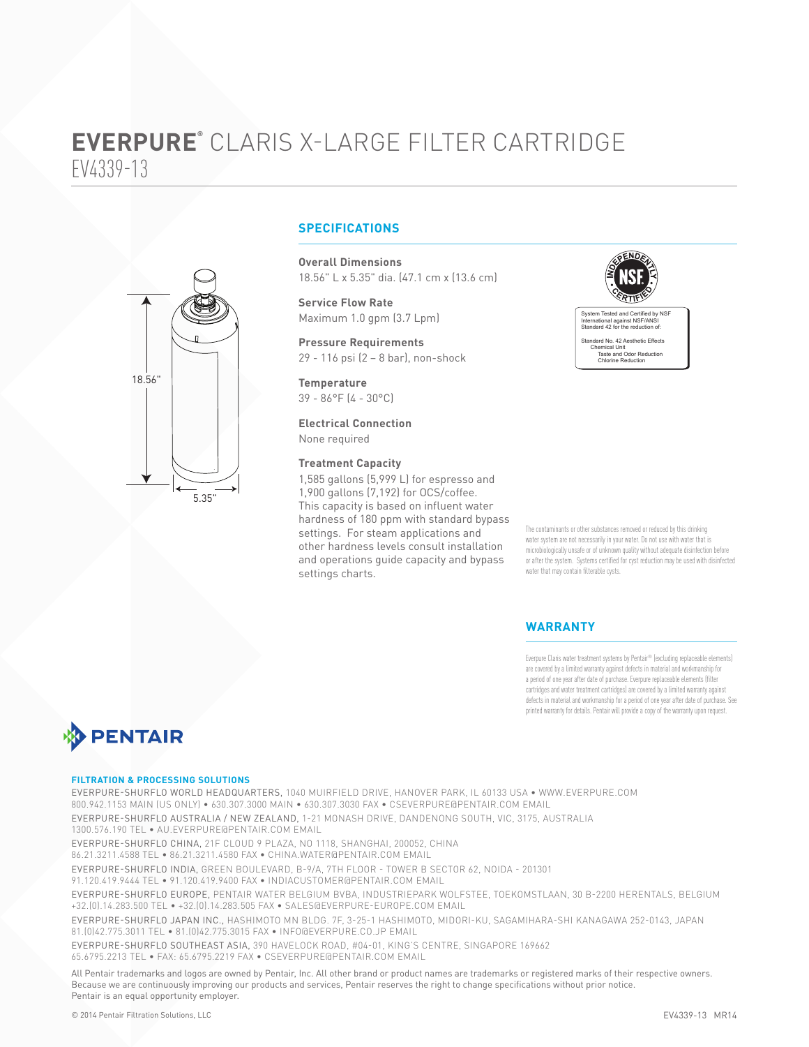# EVERPURE® CLARIS X-LARGE FILTER CARTRIDGE

EV4339-13

18.56"

5.35"

## SPECIFICATIONS

**Overall Dimensions**
18.56" L x 5.35" dia. (47.1 cm x (13.6 cm)

**Service Flow Rate**
Maximum 1.0 gpm (3.7 Lpm)

**Pressure Requirements**
29 - 116 psi (2 – 8 bar), non-shock

**Temperature**
39 - 86°F (4 - 30°C)

**Electrical Connection**
None required

**Treatment Capacity**
1,585 gallons (5,999 L) for espresso and 1,900 gallons (7,192) for OCS/coffee. This capacity is based on influent water hardness of 180 ppm with standard bypass settings. For steam applications and other hardness levels consult installation and operations guide capacity and bypass settings charts.

INDEPENDENTLY NSF CERTIFIED

System Tested and Certified by NSF International against NSF/ANSI Standard 42 for the reduction of:

Standard No. 42 Aesthetic Effects
Chemical Unit
Taste and Odor Reduction
Chlorine Reduction

The contaminants or other substances removed or reduced by this drinking water system are not necessarily in your water. Do not use with water that is microbiologically unsafe or of unknown quality without adequate disinfection before or after the system. Systems certified for cyst reduction may be used with disinfected water that may contain filterable cysts.

## WARRANTY

Everpure Claris water treatment systems by Pentair® (excluding replaceable elements) are covered by a limited warranty against defects in material and workmanship for a period of one year after date of purchase. Everpure replaceable elements (filter cartridges and water treatment cartridges) are covered by a limited warranty against defects in material and workmanship for a period of one year after date of purchase. See printed warranty for details. Pentair will provide a copy of the warranty upon request.

PENTAIR

**FILTRATION & PROCESSING SOLUTIONS**

EVERPURE-SHURFLO WORLD HEADQUARTERS, 1040 MUIRFIELD DRIVE, HANOVER PARK, IL 60133 USA • WWW.EVERPURE.COM
800.942.1153 MAIN (US ONLY) • 630.307.3000 MAIN • 630.307.3030 FAX • CSEVERPURE@PENTAIR.COM EMAIL

EVERPURE-SHURFLO AUSTRALIA / NEW ZEALAND, 1-21 MONASH DRIVE, DANDENONG SOUTH, VIC, 3175, AUSTRALIA
1300.576.190 TEL • AU.EVERPURE@PENTAIR.COM EMAIL

EVERPURE-SHURFLO CHINA, 21F CLOUD 9 PLAZA, NO 1118, SHANGHAI, 200052, CHINA
86.21.3211.4588 TEL • 86.21.3211.4580 FAX • CHINA.WATER@PENTAIR.COM EMAIL

EVERPURE-SHURFLO INDIA, GREEN BOULEVARD, B-9/A, 7TH FLOOR - TOWER B SECTOR 62, NOIDA - 201301
91.120.419.9444 TEL • 91.120.419.9400 FAX • INDIACUSTOMER@PENTAIR.COM EMAIL

EVERPURE-SHURFLO EUROPE, PENTAIR WATER BELGIUM BVBA, INDUSTRIEPARK WOLFSTEE, TOEKOMSTLAAN, 30 B-2200 HERENTALS, BELGIUM
+32.(0).14.283.500 TEL • +32.(0).14.283.505 FAX • SALES@EVERPURE-EUROPE.COM EMAIL

EVERPURE-SHURFLO JAPAN INC., HASHIMOTO MN BLDG. 7F, 3-25-1 HASHIMOTO, MIDORI-KU, SAGAMIHARA-SHI KANAGAWA 252-0143, JAPAN
81.(0)42.775.3011 TEL • 81.(0)42.775.3015 FAX • INFO@EVERPURE.CO.JP EMAIL

EVERPURE-SHURFLO SOUTHEAST ASIA, 390 HAVELOCK ROAD, #04-01, KING'S CENTRE, SINGAPORE 169662
65.6795.2213 TEL • FAX: 65.6795.2219 FAX • CSEVERPURE@PENTAIR.COM EMAIL

All Pentair trademarks and logos are owned by Pentair, Inc. All other brand or product names are trademarks or registered marks of their respective owners. Because we are continuously improving our products and services, Pentair reserves the right to change specifications without prior notice. Pentair is an equal opportunity employer.

© 2014 Pentair Filtration Solutions, LLC

EV4339-13 MR14